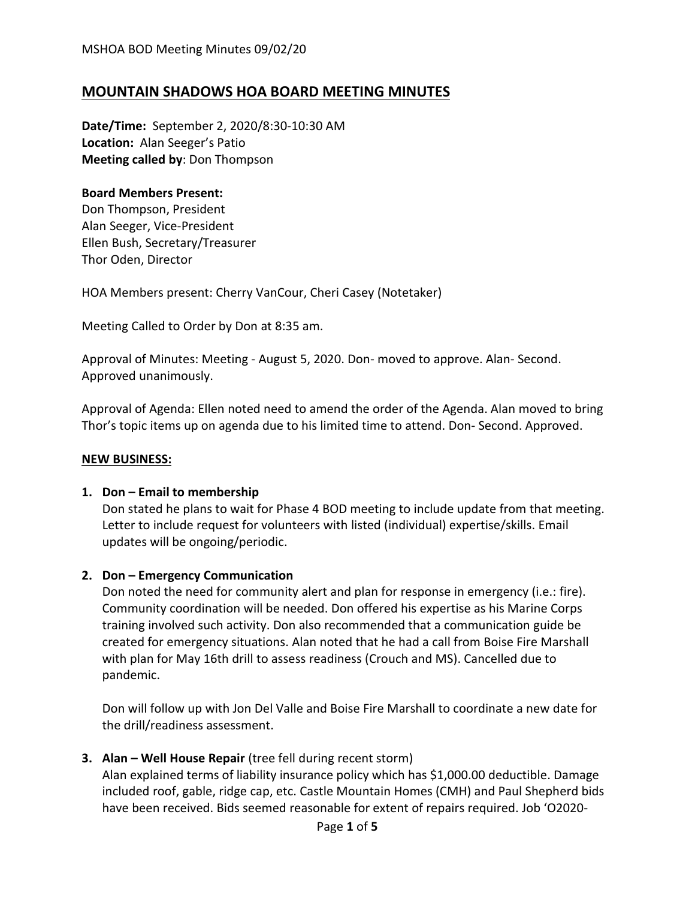# MOUNTAIN SHADOWS HOA BOARD MEETING MINUTES

**Date/Time:** September 2, 2020/8:30-10:30 AM
**Location:** Alan Seeger's Patio
**Meeting called by**: Don Thompson

**Board Members Present:**
Don Thompson, President
Alan Seeger, Vice-President
Ellen Bush, Secretary/Treasurer
Thor Oden, Director

HOA Members present: Cherry VanCour, Cheri Casey (Notetaker)

Meeting Called to Order by Don at 8:35 am.

Approval of Minutes: Meeting - August 5, 2020. Don- moved to approve. Alan- Second. Approved unanimously.

Approval of Agenda: Ellen noted need to amend the order of the Agenda. Alan moved to bring Thor's topic items up on agenda due to his limited time to attend. Don- Second. Approved.

## NEW BUSINESS:

1. **Don – Email to membership**
   Don stated he plans to wait for Phase 4 BOD meeting to include update from that meeting. Letter to include request for volunteers with listed (individual) expertise/skills. Email updates will be ongoing/periodic.

2. **Don – Emergency Communication**
   Don noted the need for community alert and plan for response in emergency (i.e.: fire). Community coordination will be needed. Don offered his expertise as his Marine Corps training involved such activity. Don also recommended that a communication guide be created for emergency situations. Alan noted that he had a call from Boise Fire Marshall with plan for May 16th drill to assess readiness (Crouch and MS). Cancelled due to pandemic.

   Don will follow up with Jon Del Valle and Boise Fire Marshall to coordinate a new date for the drill/readiness assessment.

3. **Alan – Well House Repair** (tree fell during recent storm)
   Alan explained terms of liability insurance policy which has $1,000.00 deductible. Damage included roof, gable, ridge cap, etc. Castle Mountain Homes (CMH) and Paul Shepherd bids have been received. Bids seemed reasonable for extent of repairs required. Job 'O2020-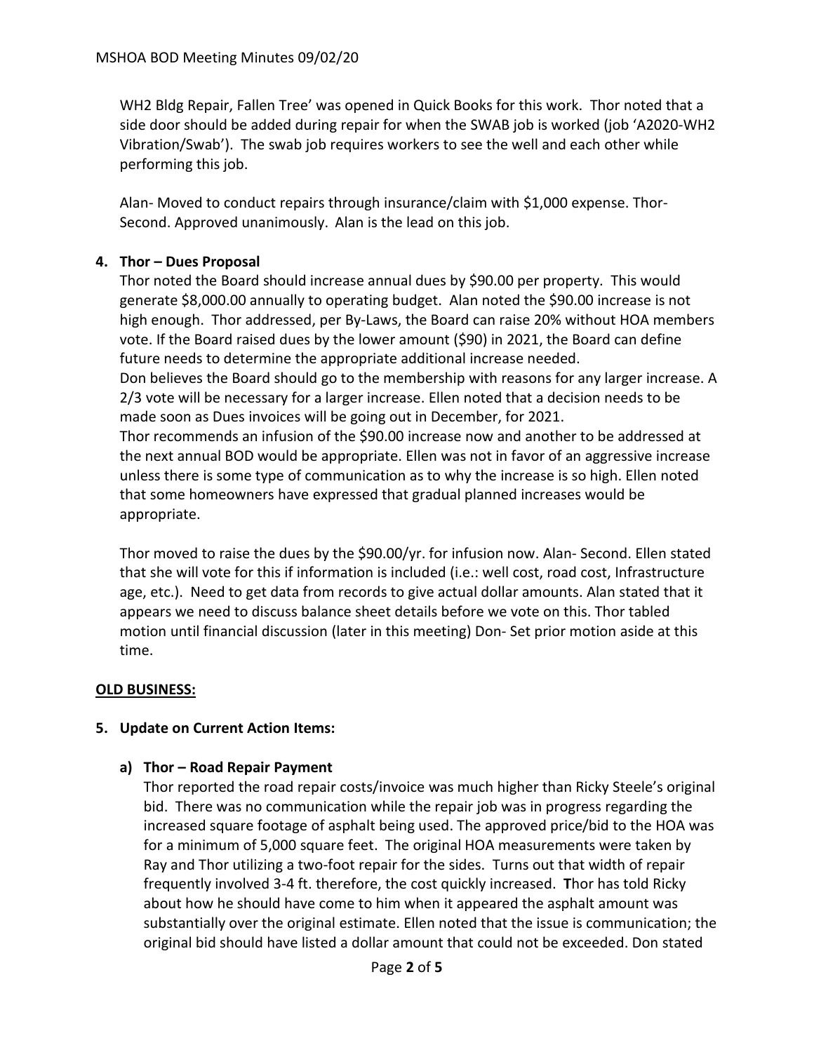WH2 Bldg Repair, Fallen Tree' was opened in Quick Books for this work. Thor noted that a side door should be added during repair for when the SWAB job is worked (job 'A2020-WH2 Vibration/Swab'). The swab job requires workers to see the well and each other while performing this job.

Alan- Moved to conduct repairs through insurance/claim with $1,000 expense. Thor- Second. Approved unanimously. Alan is the lead on this job.

**4. Thor – Dues Proposal**

Thor noted the Board should increase annual dues by $90.00 per property. This would generate $8,000.00 annually to operating budget. Alan noted the $90.00 increase is not high enough. Thor addressed, per By-Laws, the Board can raise 20% without HOA members vote. If the Board raised dues by the lower amount ($90) in 2021, the Board can define future needs to determine the appropriate additional increase needed.
Don believes the Board should go to the membership with reasons for any larger increase. A 2/3 vote will be necessary for a larger increase. Ellen noted that a decision needs to be made soon as Dues invoices will be going out in December, for 2021.
Thor recommends an infusion of the $90.00 increase now and another to be addressed at the next annual BOD would be appropriate. Ellen was not in favor of an aggressive increase unless there is some type of communication as to why the increase is so high. Ellen noted that some homeowners have expressed that gradual planned increases would be appropriate.

Thor moved to raise the dues by the $90.00/yr. for infusion now. Alan- Second. Ellen stated that she will vote for this if information is included (i.e.: well cost, road cost, Infrastructure age, etc.). Need to get data from records to give actual dollar amounts. Alan stated that it appears we need to discuss balance sheet details before we vote on this. Thor tabled motion until financial discussion (later in this meeting) Don- Set prior motion aside at this time.

**<u>OLD BUSINESS:</u>**

**5. Update on Current Action Items:**

**a) Thor – Road Repair Payment**

Thor reported the road repair costs/invoice was much higher than Ricky Steele's original bid. There was no communication while the repair job was in progress regarding the increased square footage of asphalt being used. The approved price/bid to the HOA was for a minimum of 5,000 square feet. The original HOA measurements were taken by Ray and Thor utilizing a two-foot repair for the sides. Turns out that width of repair frequently involved 3-4 ft. therefore, the cost quickly increased. **T**hor has told Ricky about how he should have come to him when it appeared the asphalt amount was substantially over the original estimate. Ellen noted that the issue is communication; the original bid should have listed a dollar amount that could not be exceeded. Don stated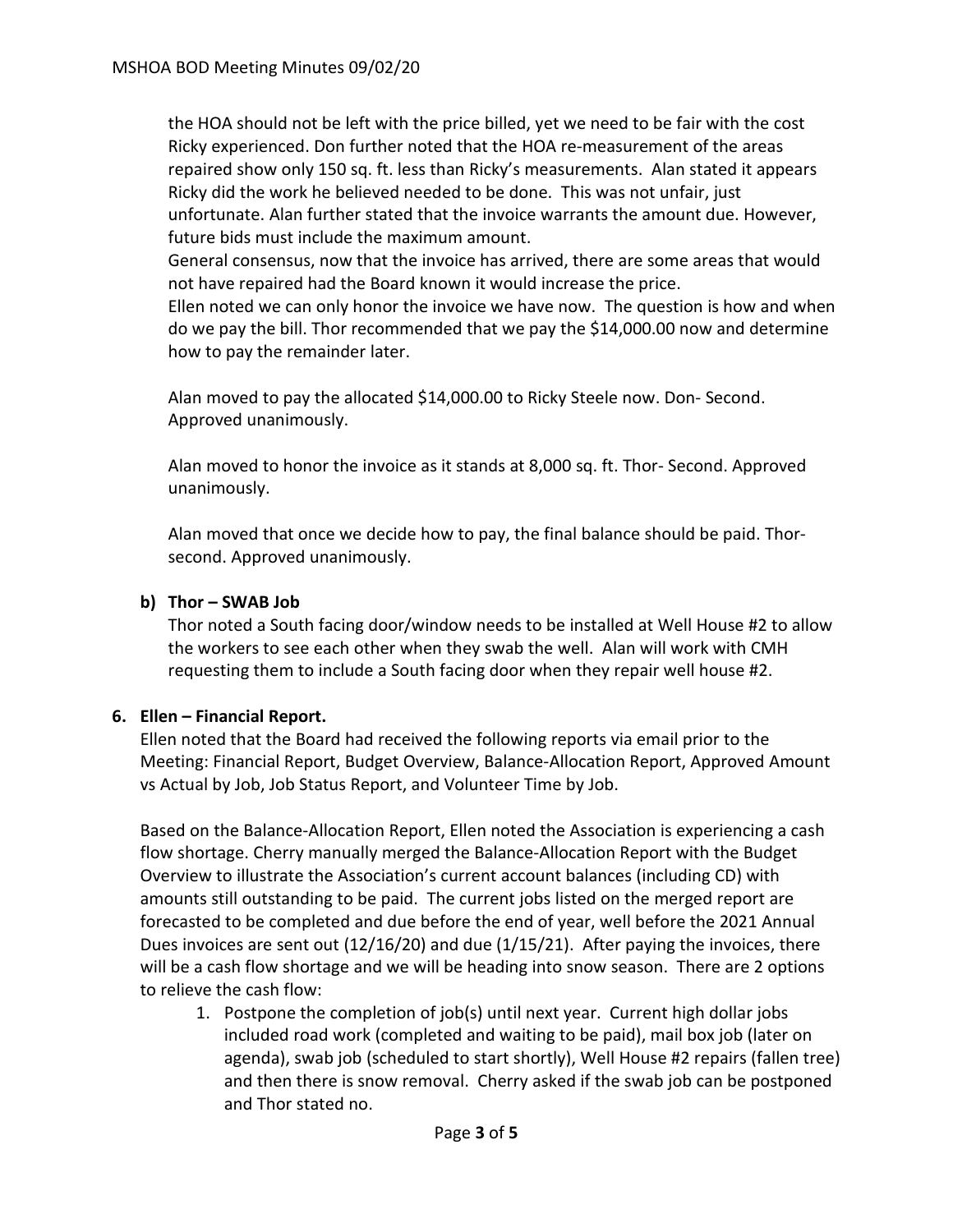the HOA should not be left with the price billed, yet we need to be fair with the cost Ricky experienced. Don further noted that the HOA re-measurement of the areas repaired show only 150 sq. ft. less than Ricky's measurements. Alan stated it appears Ricky did the work he believed needed to be done. This was not unfair, just unfortunate. Alan further stated that the invoice warrants the amount due. However, future bids must include the maximum amount.

General consensus, now that the invoice has arrived, there are some areas that would not have repaired had the Board known it would increase the price.

Ellen noted we can only honor the invoice we have now. The question is how and when do we pay the bill. Thor recommended that we pay the $14,000.00 now and determine how to pay the remainder later.

Alan moved to pay the allocated $14,000.00 to Ricky Steele now. Don- Second. Approved unanimously.

Alan moved to honor the invoice as it stands at 8,000 sq. ft. Thor- Second. Approved unanimously.

Alan moved that once we decide how to pay, the final balance should be paid. Thor- second. Approved unanimously.

**b) Thor – SWAB Job**

Thor noted a South facing door/window needs to be installed at Well House #2 to allow the workers to see each other when they swab the well. Alan will work with CMH requesting them to include a South facing door when they repair well house #2.

**6. Ellen – Financial Report.**

Ellen noted that the Board had received the following reports via email prior to the Meeting: Financial Report, Budget Overview, Balance-Allocation Report, Approved Amount vs Actual by Job, Job Status Report, and Volunteer Time by Job.

Based on the Balance-Allocation Report, Ellen noted the Association is experiencing a cash flow shortage. Cherry manually merged the Balance-Allocation Report with the Budget Overview to illustrate the Association's current account balances (including CD) with amounts still outstanding to be paid. The current jobs listed on the merged report are forecasted to be completed and due before the end of year, well before the 2021 Annual Dues invoices are sent out (12/16/20) and due (1/15/21). After paying the invoices, there will be a cash flow shortage and we will be heading into snow season. There are 2 options to relieve the cash flow:

1. Postpone the completion of job(s) until next year. Current high dollar jobs included road work (completed and waiting to be paid), mail box job (later on agenda), swab job (scheduled to start shortly), Well House #2 repairs (fallen tree) and then there is snow removal. Cherry asked if the swab job can be postponed and Thor stated no.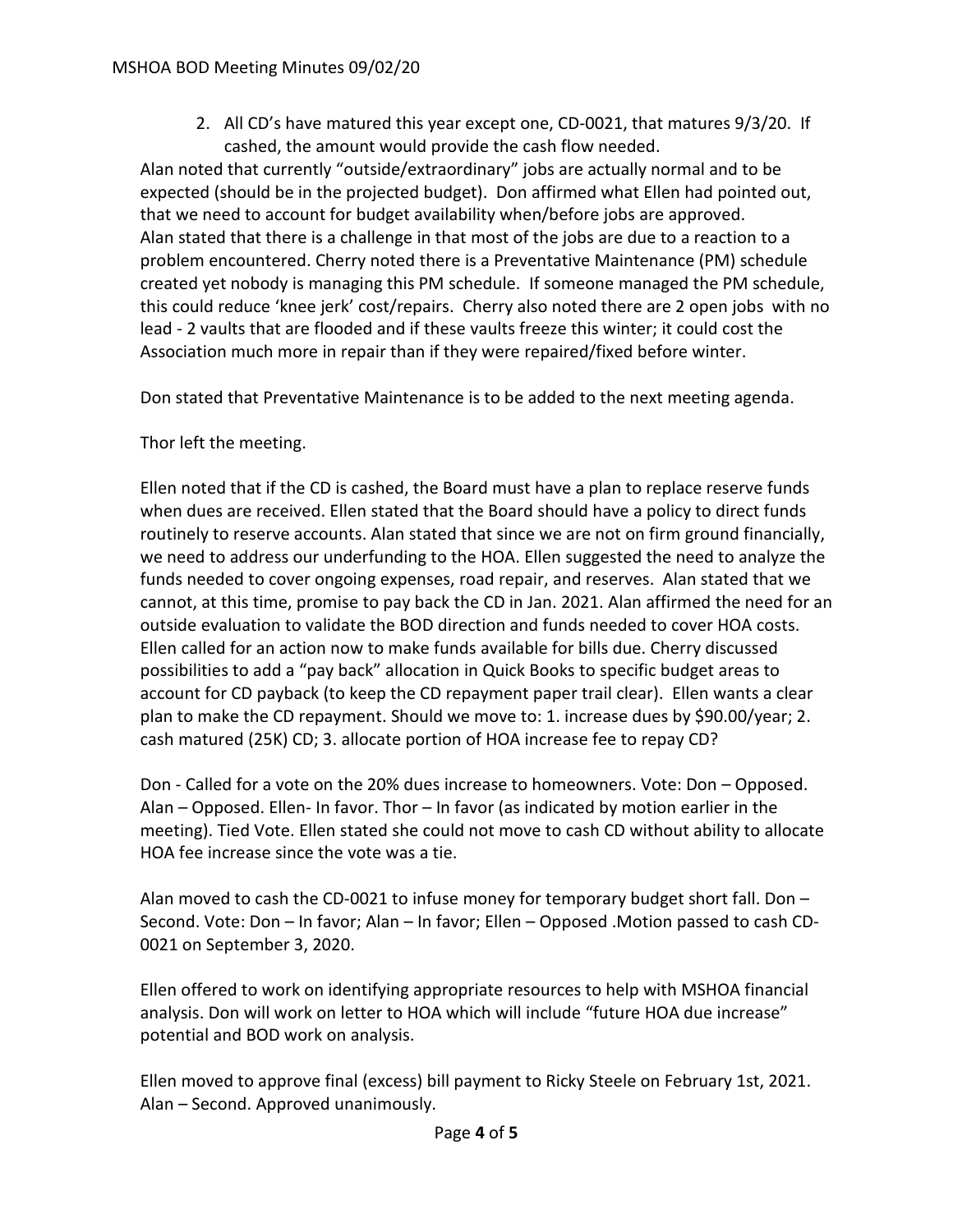2. All CD's have matured this year except one, CD-0021, that matures 9/3/20. If cashed, the amount would provide the cash flow needed.

Alan noted that currently "outside/extraordinary" jobs are actually normal and to be expected (should be in the projected budget). Don affirmed what Ellen had pointed out, that we need to account for budget availability when/before jobs are approved. Alan stated that there is a challenge in that most of the jobs are due to a reaction to a problem encountered. Cherry noted there is a Preventative Maintenance (PM) schedule created yet nobody is managing this PM schedule. If someone managed the PM schedule, this could reduce 'knee jerk' cost/repairs. Cherry also noted there are 2 open jobs with no lead - 2 vaults that are flooded and if these vaults freeze this winter; it could cost the Association much more in repair than if they were repaired/fixed before winter.

Don stated that Preventative Maintenance is to be added to the next meeting agenda.

Thor left the meeting.

Ellen noted that if the CD is cashed, the Board must have a plan to replace reserve funds when dues are received. Ellen stated that the Board should have a policy to direct funds routinely to reserve accounts. Alan stated that since we are not on firm ground financially, we need to address our underfunding to the HOA. Ellen suggested the need to analyze the funds needed to cover ongoing expenses, road repair, and reserves. Alan stated that we cannot, at this time, promise to pay back the CD in Jan. 2021. Alan affirmed the need for an outside evaluation to validate the BOD direction and funds needed to cover HOA costs. Ellen called for an action now to make funds available for bills due. Cherry discussed possibilities to add a "pay back" allocation in Quick Books to specific budget areas to account for CD payback (to keep the CD repayment paper trail clear). Ellen wants a clear plan to make the CD repayment. Should we move to: 1. increase dues by $90.00/year; 2. cash matured (25K) CD; 3. allocate portion of HOA increase fee to repay CD?

Don - Called for a vote on the 20% dues increase to homeowners. Vote: Don – Opposed. Alan – Opposed. Ellen- In favor. Thor – In favor (as indicated by motion earlier in the meeting). Tied Vote. Ellen stated she could not move to cash CD without ability to allocate HOA fee increase since the vote was a tie.

Alan moved to cash the CD-0021 to infuse money for temporary budget short fall. Don – Second. Vote: Don – In favor; Alan – In favor; Ellen – Opposed .Motion passed to cash CD-0021 on September 3, 2020.

Ellen offered to work on identifying appropriate resources to help with MSHOA financial analysis. Don will work on letter to HOA which will include "future HOA due increase" potential and BOD work on analysis.

Ellen moved to approve final (excess) bill payment to Ricky Steele on February 1st, 2021. Alan – Second. Approved unanimously.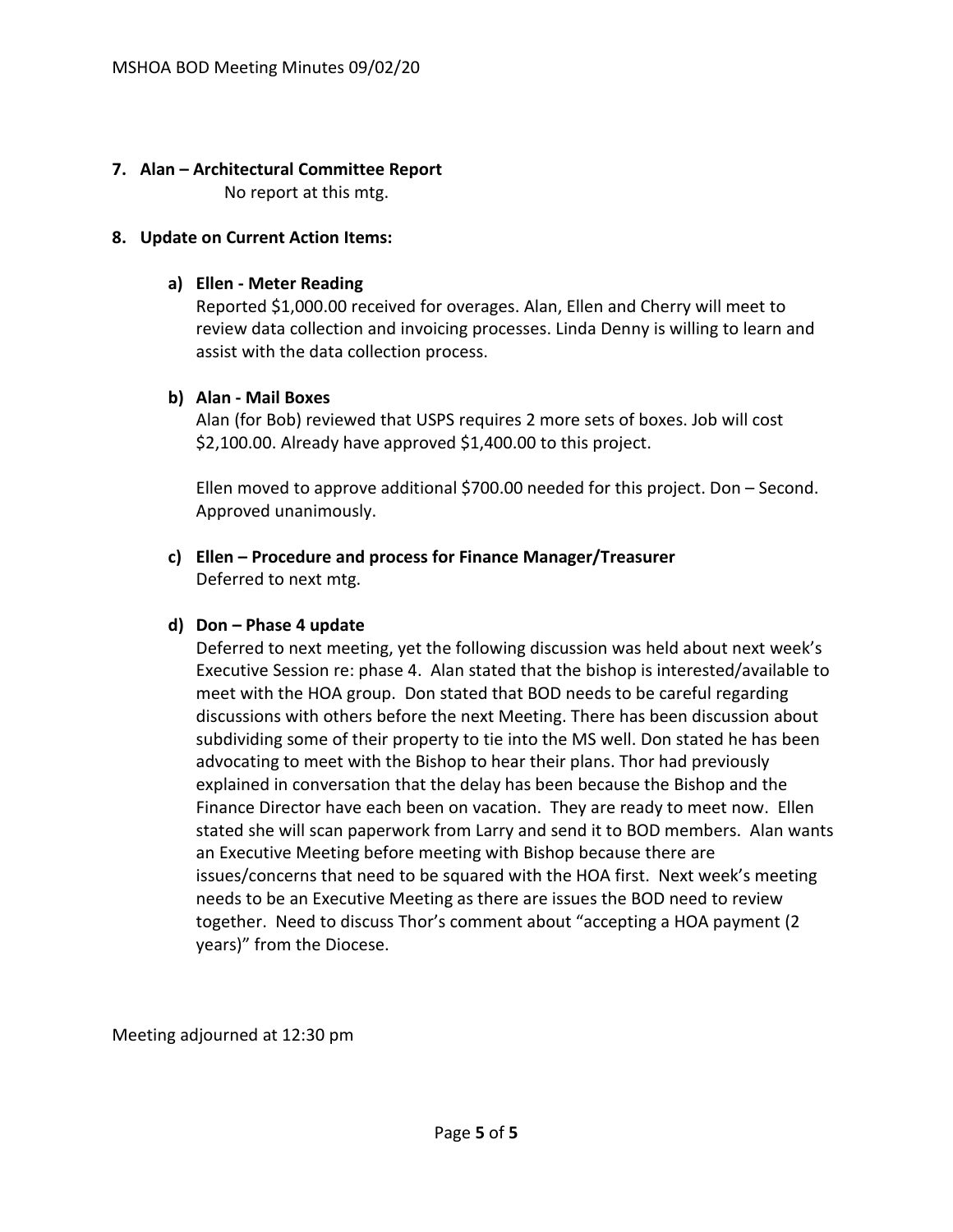**7. Alan – Architectural Committee Report**

No report at this mtg.

**8. Update on Current Action Items:**

**a) Ellen - Meter Reading**

Reported $1,000.00 received for overages. Alan, Ellen and Cherry will meet to review data collection and invoicing processes. Linda Denny is willing to learn and assist with the data collection process.

**b) Alan - Mail Boxes**

Alan (for Bob) reviewed that USPS requires 2 more sets of boxes. Job will cost $2,100.00. Already have approved $1,400.00 to this project.

Ellen moved to approve additional $700.00 needed for this project. Don – Second. Approved unanimously.

**c) Ellen – Procedure and process for Finance Manager/Treasurer**

Deferred to next mtg.

**d) Don – Phase 4 update**

Deferred to next meeting, yet the following discussion was held about next week's Executive Session re: phase 4. Alan stated that the bishop is interested/available to meet with the HOA group. Don stated that BOD needs to be careful regarding discussions with others before the next Meeting. There has been discussion about subdividing some of their property to tie into the MS well. Don stated he has been advocating to meet with the Bishop to hear their plans. Thor had previously explained in conversation that the delay has been because the Bishop and the Finance Director have each been on vacation. They are ready to meet now. Ellen stated she will scan paperwork from Larry and send it to BOD members. Alan wants an Executive Meeting before meeting with Bishop because there are issues/concerns that need to be squared with the HOA first. Next week's meeting needs to be an Executive Meeting as there are issues the BOD need to review together. Need to discuss Thor's comment about "accepting a HOA payment (2 years)" from the Diocese.

Meeting adjourned at 12:30 pm